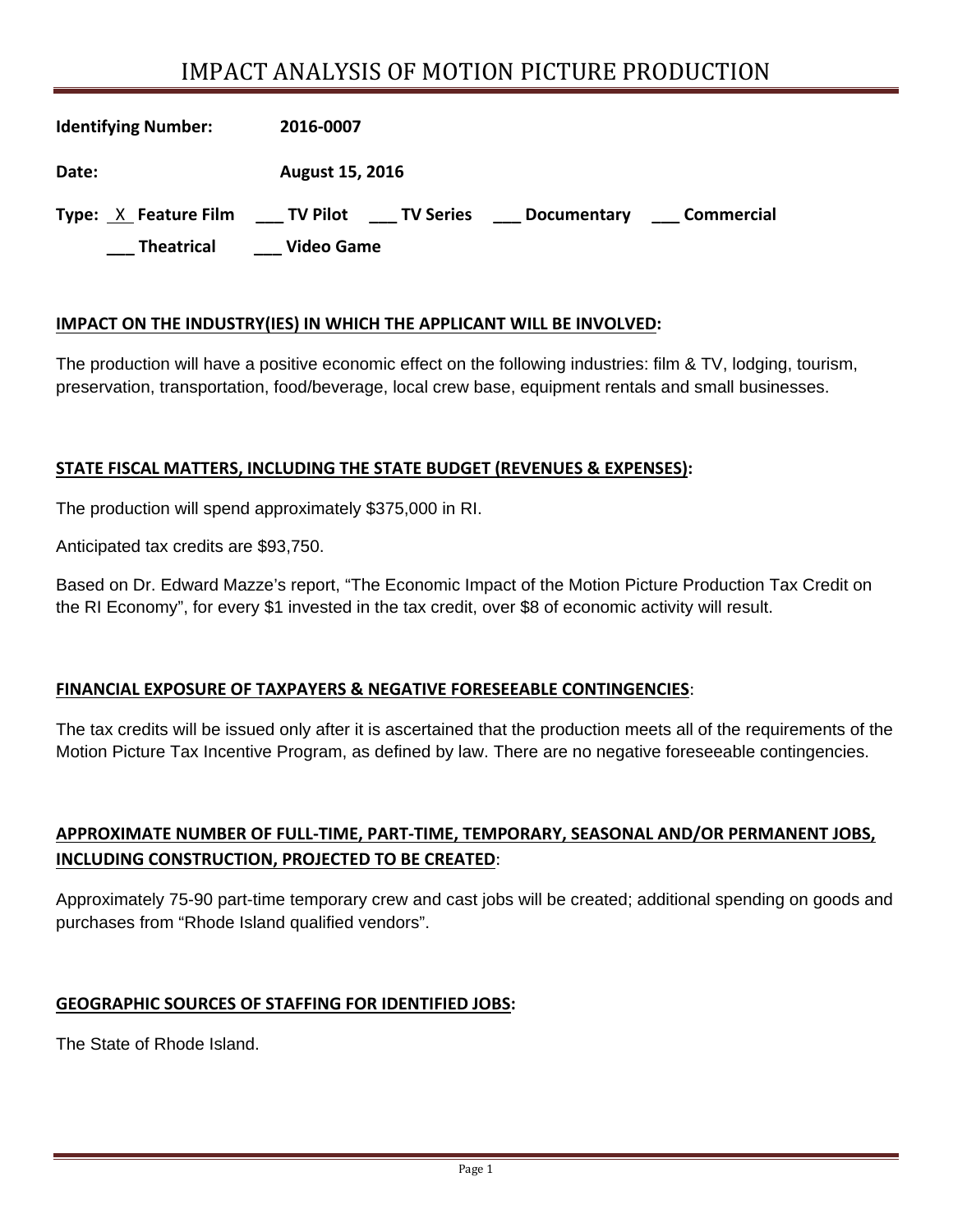# IMPACT ANALYSIS OF MOTION PICTURE PRODUCTION

**Identifying Number:** **2016-0007**

**Date:** **August 15, 2016**

**Type:** X **Feature Film** ___ **TV Pilot** ___ **TV Series** ___ **Documentary** ___ **Commercial** ___ **Theatrical** ___ **Video Game**

**IMPACT ON THE INDUSTRY(IES) IN WHICH THE APPLICANT WILL BE INVOLVED:**

The production will have a positive economic effect on the following industries: film & TV, lodging, tourism, preservation, transportation, food/beverage, local crew base, equipment rentals and small businesses.

**STATE FISCAL MATTERS, INCLUDING THE STATE BUDGET (REVENUES & EXPENSES):**

The production will spend approximately $375,000 in RI.

Anticipated tax credits are $93,750.

Based on Dr. Edward Mazze's report, "The Economic Impact of the Motion Picture Production Tax Credit on the RI Economy", for every $1 invested in the tax credit, over $8 of economic activity will result.

**FINANCIAL EXPOSURE OF TAXPAYERS & NEGATIVE FORESEEABLE CONTINGENCIES:**

The tax credits will be issued only after it is ascertained that the production meets all of the requirements of the Motion Picture Tax Incentive Program, as defined by law. There are no negative foreseeable contingencies.

**APPROXIMATE NUMBER OF FULL-TIME, PART-TIME, TEMPORARY, SEASONAL AND/OR PERMANENT JOBS, INCLUDING CONSTRUCTION, PROJECTED TO BE CREATED:**

Approximately 75-90 part-time temporary crew and cast jobs will be created; additional spending on goods and purchases from "Rhode Island qualified vendors".

**GEOGRAPHIC SOURCES OF STAFFING FOR IDENTIFIED JOBS:**

The State of Rhode Island.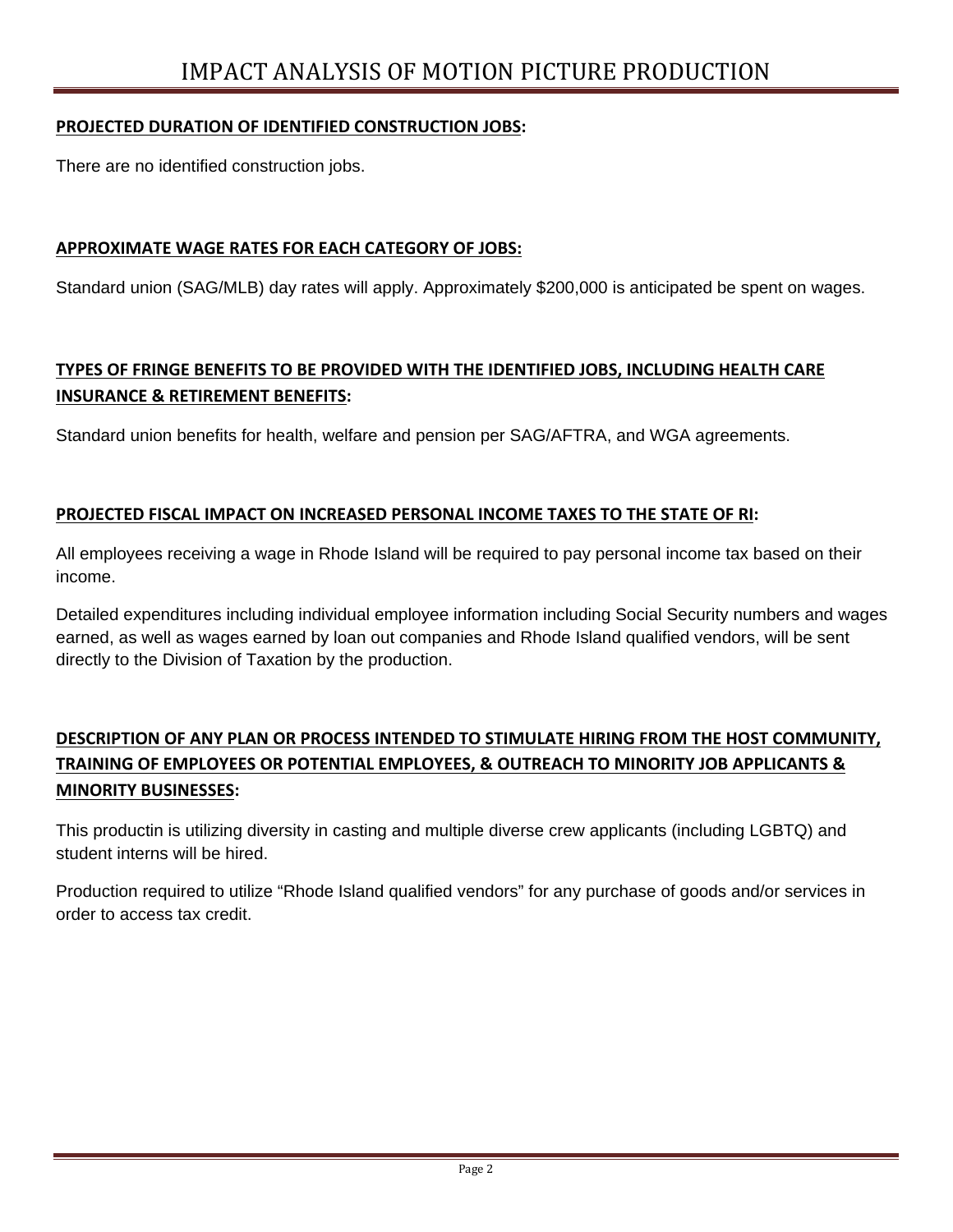**PROJECTED DURATION OF IDENTIFIED CONSTRUCTION JOBS:**

There are no identified construction jobs.

**APPROXIMATE WAGE RATES FOR EACH CATEGORY OF JOBS:**

Standard union (SAG/MLB) day rates will apply. Approximately $200,000 is anticipated be spent on wages.

**TYPES OF FRINGE BENEFITS TO BE PROVIDED WITH THE IDENTIFIED JOBS, INCLUDING HEALTH CARE INSURANCE & RETIREMENT BENEFITS:**

Standard union benefits for health, welfare and pension per SAG/AFTRA, and WGA agreements.

**PROJECTED FISCAL IMPACT ON INCREASED PERSONAL INCOME TAXES TO THE STATE OF RI:**

All employees receiving a wage in Rhode Island will be required to pay personal income tax based on their income.

Detailed expenditures including individual employee information including Social Security numbers and wages earned, as well as wages earned by loan out companies and Rhode Island qualified vendors, will be sent directly to the Division of Taxation by the production.

**DESCRIPTION OF ANY PLAN OR PROCESS INTENDED TO STIMULATE HIRING FROM THE HOST COMMUNITY, TRAINING OF EMPLOYEES OR POTENTIAL EMPLOYEES, & OUTREACH TO MINORITY JOB APPLICANTS & MINORITY BUSINESSES:**

This productin is utilizing diversity in casting and multiple diverse crew applicants (including LGBTQ) and student interns will be hired.

Production required to utilize "Rhode Island qualified vendors" for any purchase of goods and/or services in order to access tax credit.